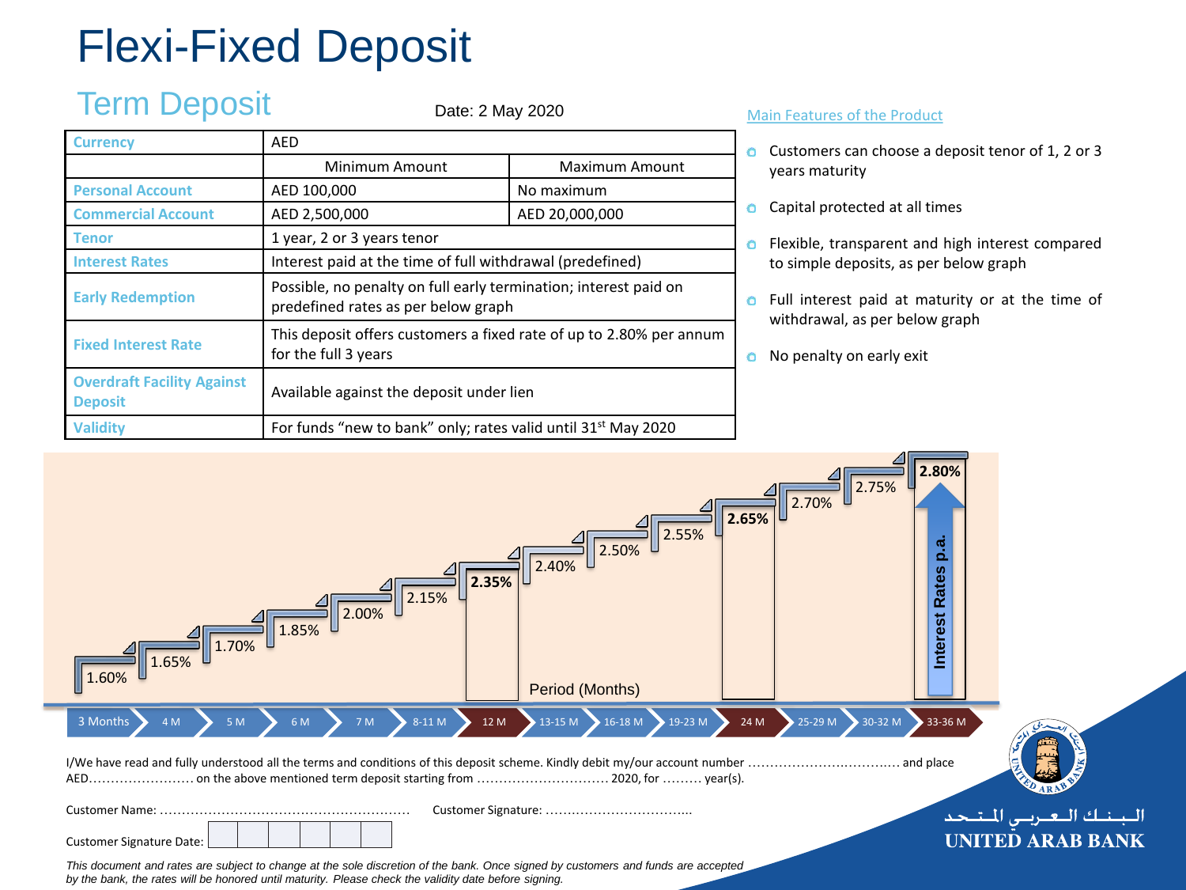# Flexi-Fixed Deposit

## Term Deposit

Date: 2 May 2020

| Currency | AED | |
|---|---|---|
| | Minimum Amount | Maximum Amount |
| Personal Account | AED 100,000 | No maximum |
| Commercial Account | AED 2,500,000 | AED 20,000,000 |
| Tenor | 1 year, 2 or 3 years tenor | |
| Interest Rates | Interest paid at the time of full withdrawal (predefined) | |
| Early Redemption | Possible, no penalty on full early termination; interest paid on predefined rates as per below graph | |
| Fixed Interest Rate | This deposit offers customers a fixed rate of up to 2.80% per annum for the full 3 years | |
| Overdraft Facility Against Deposit | Available against the deposit under lien | |
| Validity | For funds "new to bank" only; rates valid until 31st May 2020 | |

### Main Features of the Product

- Customers can choose a deposit tenor of 1, 2 or 3 years maturity
- Capital protected at all times
- Flexible, transparent and high interest compared to simple deposits, as per below graph
- Full interest paid at maturity or at the time of withdrawal, as per below graph
- No penalty on early exit

Interest Rates p.a.

| Period (Months) | 3 Months | 4 M | 5 M | 6 M | 7 M | 8-11 M | 12 M | 13-15 M | 16-18 M | 19-23 M | 24 M | 25-29 M | 30-32 M | 33-36 M |
|---|---|---|---|---|---|---|---|---|---|---|---|---|---|---|
| Rate | 1.60% | 1.65% | 1.70% | 1.85% | 2.00% | 2.15% | **2.35%** | 2.40% | 2.50% | 2.55% | **2.65%** | 2.70% | 2.75% | **2.80%** |

I/We have read and fully understood all the terms and conditions of this deposit scheme. Kindly debit my/our account number ………………….…………. and place AED…………………… on the above mentioned term deposit starting from ………………………… 2020, for ……… year(s).

Customer Name: ………………………………………………… Customer Signature: …………………………...

Customer Signature Date:

*This document and rates are subject to change at the sole discretion of the bank. Once signed by customers and funds are accepted by the bank, the rates will be honored until maturity. Please check the validity date before signing.*

البـنـك الـعـربـي المـتـحـد
UNITED ARAB BANK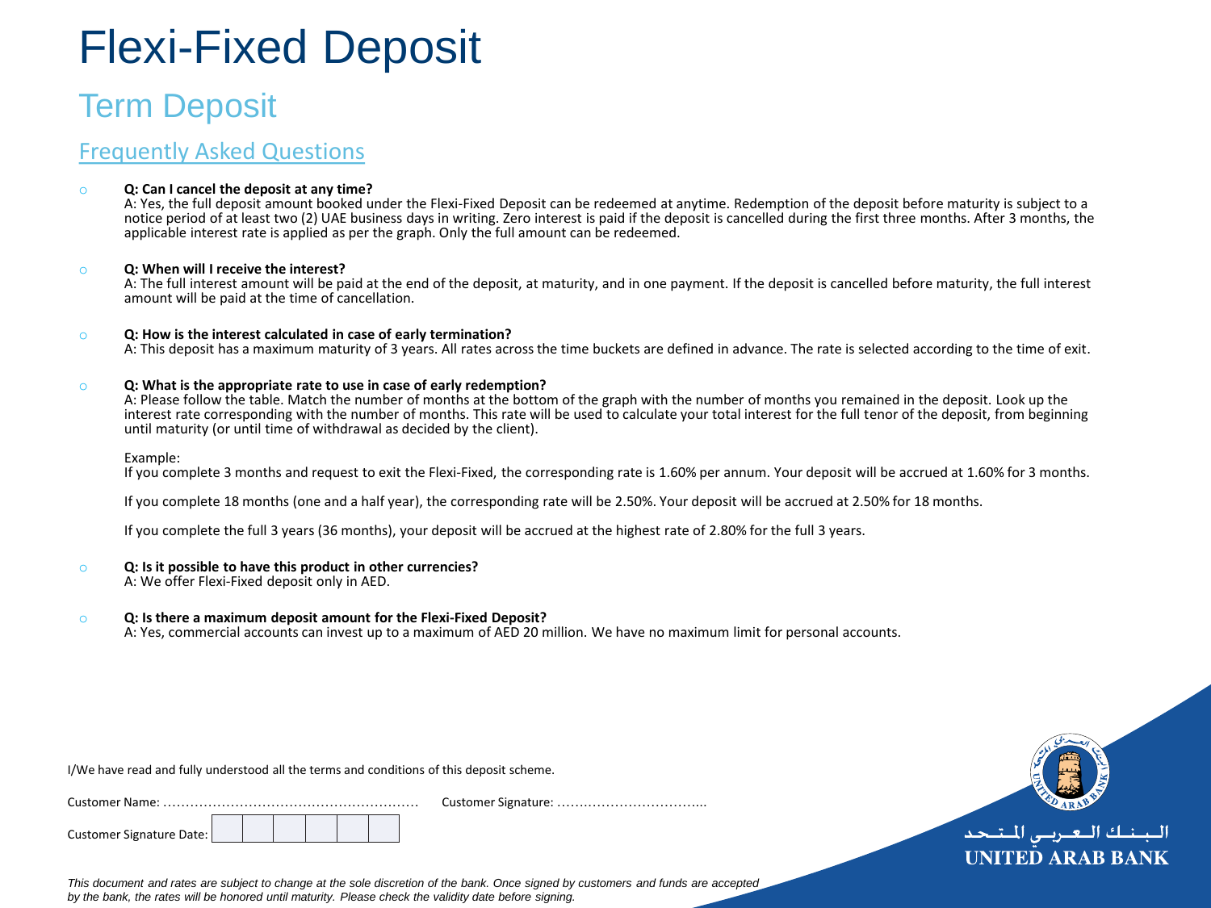# Flexi-Fixed Deposit

## Term Deposit

### Frequently Asked Questions

- **Q: Can I cancel the deposit at any time?**
  A: Yes, the full deposit amount booked under the Flexi-Fixed Deposit can be redeemed at anytime. Redemption of the deposit before maturity is subject to a notice period of at least two (2) UAE business days in writing. Zero interest is paid if the deposit is cancelled during the first three months. After 3 months, the applicable interest rate is applied as per the graph. Only the full amount can be redeemed.

- **Q: When will I receive the interest?**
  A: The full interest amount will be paid at the end of the deposit, at maturity, and in one payment. If the deposit is cancelled before maturity, the full interest amount will be paid at the time of cancellation.

- **Q: How is the interest calculated in case of early termination?**
  A: This deposit has a maximum maturity of 3 years. All rates across the time buckets are defined in advance. The rate is selected according to the time of exit.

- **Q: What is the appropriate rate to use in case of early redemption?**
  A: Please follow the table. Match the number of months at the bottom of the graph with the number of months you remained in the deposit. Look up the interest rate corresponding with the number of months. This rate will be used to calculate your total interest for the full tenor of the deposit, from beginning until maturity (or until time of withdrawal as decided by the client).

  Example:
  If you complete 3 months and request to exit the Flexi-Fixed, the corresponding rate is 1.60% per annum. Your deposit will be accrued at 1.60% for 3 months.

  If you complete 18 months (one and a half year), the corresponding rate will be 2.50%. Your deposit will be accrued at 2.50% for 18 months.

  If you complete the full 3 years (36 months), your deposit will be accrued at the highest rate of 2.80% for the full 3 years.

- **Q: Is it possible to have this product in other currencies?**
  A: We offer Flexi-Fixed deposit only in AED.

- **Q: Is there a maximum deposit amount for the Flexi-Fixed Deposit?**
  A: Yes, commercial accounts can invest up to a maximum of AED 20 million. We have no maximum limit for personal accounts.

I/We have read and fully understood all the terms and conditions of this deposit scheme.

Customer Name: ……………………………………………………  Customer Signature: …………………………...

Customer Signature Date: | | | | | | |

البـنـك الـعـربـي المـتـحـد
UNITED ARAB BANK

*This document and rates are subject to change at the sole discretion of the bank. Once signed by customers and funds are accepted by the bank, the rates will be honored until maturity. Please check the validity date before signing.*